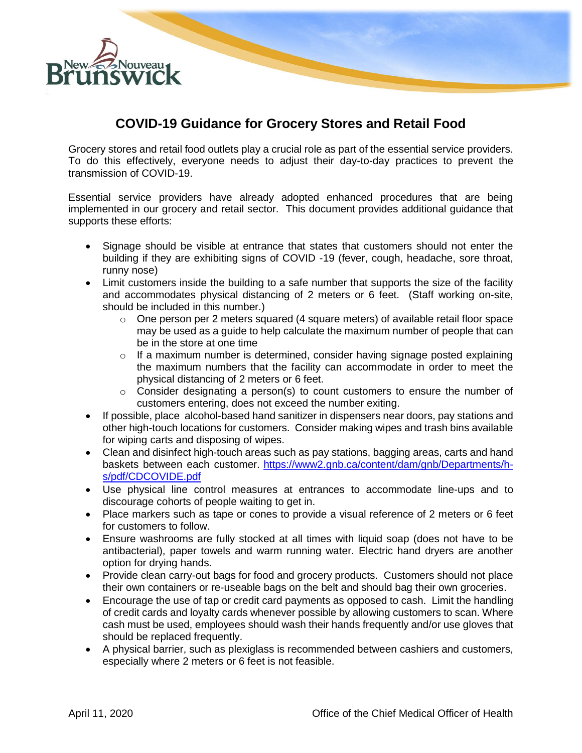# COVID-19 Guidance for Grocery Stores and Retail Food

Grocery stores and retail food outlets play a crucial role as part of the essential service providers. To do this effectively, everyone needs to adjust their day-to-day practices to prevent the transmission of COVID-19.

Essential service providers have already adopted enhanced procedures that are being implemented in our grocery and retail sector. This document provides additional guidance that supports these efforts:

- Signage should be visible at entrance that states that customers should not enter the building if they are exhibiting signs of COVID -19 (fever, cough, headache, sore throat, runny nose)
- Limit customers inside the building to a safe number that supports the size of the facility and accommodates physical distancing of 2 meters or 6 feet. (Staff working on-site, should be included in this number.)
  - One person per 2 meters squared (4 square meters) of available retail floor space may be used as a guide to help calculate the maximum number of people that can be in the store at one time
  - If a maximum number is determined, consider having signage posted explaining the maximum numbers that the facility can accommodate in order to meet the physical distancing of 2 meters or 6 feet.
  - Consider designating a person(s) to count customers to ensure the number of customers entering, does not exceed the number exiting.
- If possible, place alcohol-based hand sanitizer in dispensers near doors, pay stations and other high-touch locations for customers. Consider making wipes and trash bins available for wiping carts and disposing of wipes.
- Clean and disinfect high-touch areas such as pay stations, bagging areas, carts and hand baskets between each customer. [https://www2.gnb.ca/content/dam/gnb/Departments/h-s/pdf/CDCOVIDE.pdf](https://www2.gnb.ca/content/dam/gnb/Departments/h-s/pdf/CDCOVIDE.pdf)
- Use physical line control measures at entrances to accommodate line-ups and to discourage cohorts of people waiting to get in.
- Place markers such as tape or cones to provide a visual reference of 2 meters or 6 feet for customers to follow.
- Ensure washrooms are fully stocked at all times with liquid soap (does not have to be antibacterial), paper towels and warm running water. Electric hand dryers are another option for drying hands.
- Provide clean carry-out bags for food and grocery products. Customers should not place their own containers or re-useable bags on the belt and should bag their own groceries.
- Encourage the use of tap or credit card payments as opposed to cash. Limit the handling of credit cards and loyalty cards whenever possible by allowing customers to scan. Where cash must be used, employees should wash their hands frequently and/or use gloves that should be replaced frequently.
- A physical barrier, such as plexiglass is recommended between cashiers and customers, especially where 2 meters or 6 feet is not feasible.

April 11, 2020 Office of the Chief Medical Officer of Health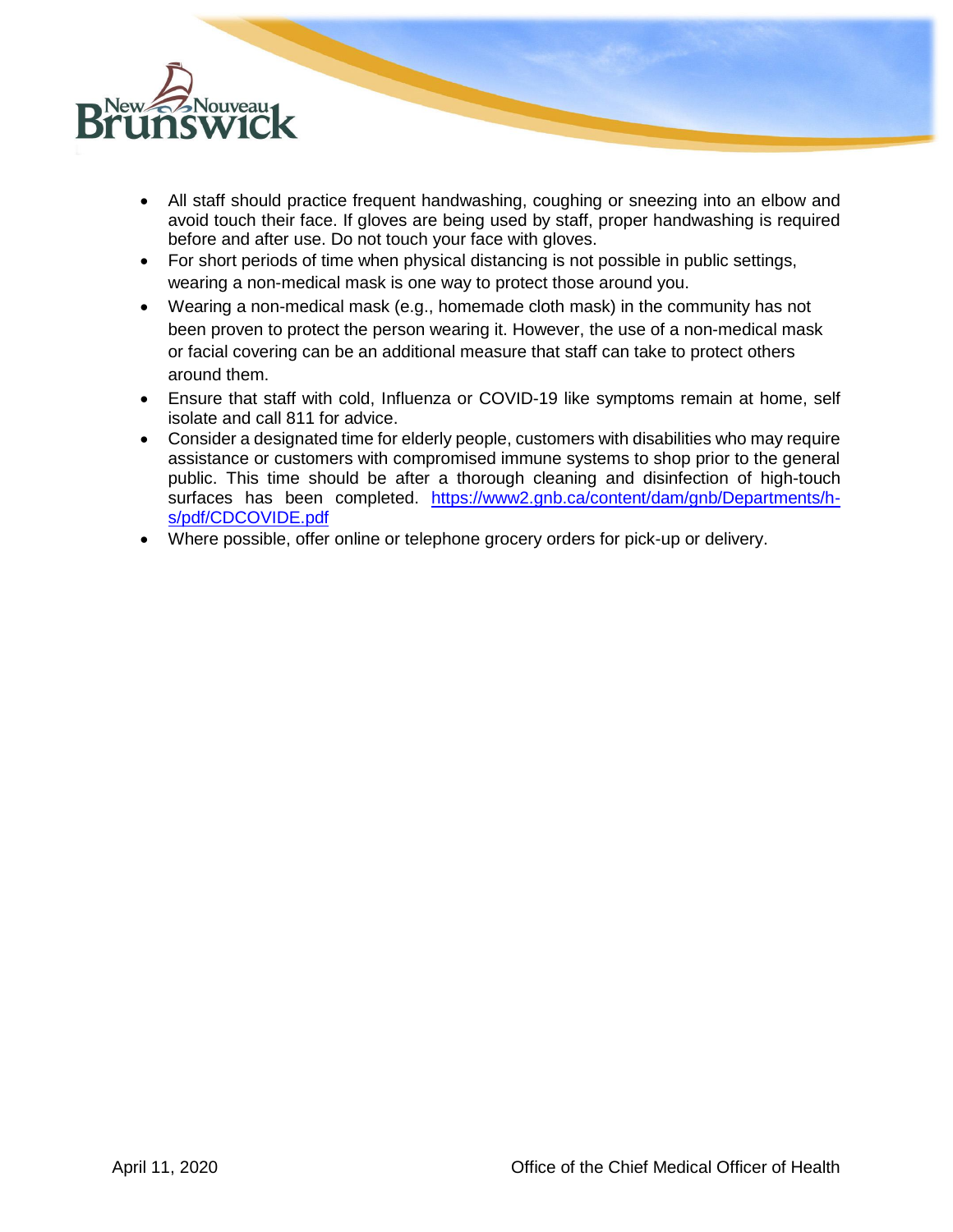- All staff should practice frequent handwashing, coughing or sneezing into an elbow and avoid touch their face. If gloves are being used by staff, proper handwashing is required before and after use. Do not touch your face with gloves.
- For short periods of time when physical distancing is not possible in public settings, wearing a non-medical mask is one way to protect those around you.
- Wearing a non-medical mask (e.g., homemade cloth mask) in the community has not been proven to protect the person wearing it. However, the use of a non-medical mask or facial covering can be an additional measure that staff can take to protect others around them.
- Ensure that staff with cold, Influenza or COVID-19 like symptoms remain at home, self isolate and call 811 for advice.
- Consider a designated time for elderly people, customers with disabilities who may require assistance or customers with compromised immune systems to shop prior to the general public. This time should be after a thorough cleaning and disinfection of high-touch surfaces has been completed. https://www2.gnb.ca/content/dam/gnb/Departments/h-s/pdf/CDCOVIDE.pdf
- Where possible, offer online or telephone grocery orders for pick-up or delivery.